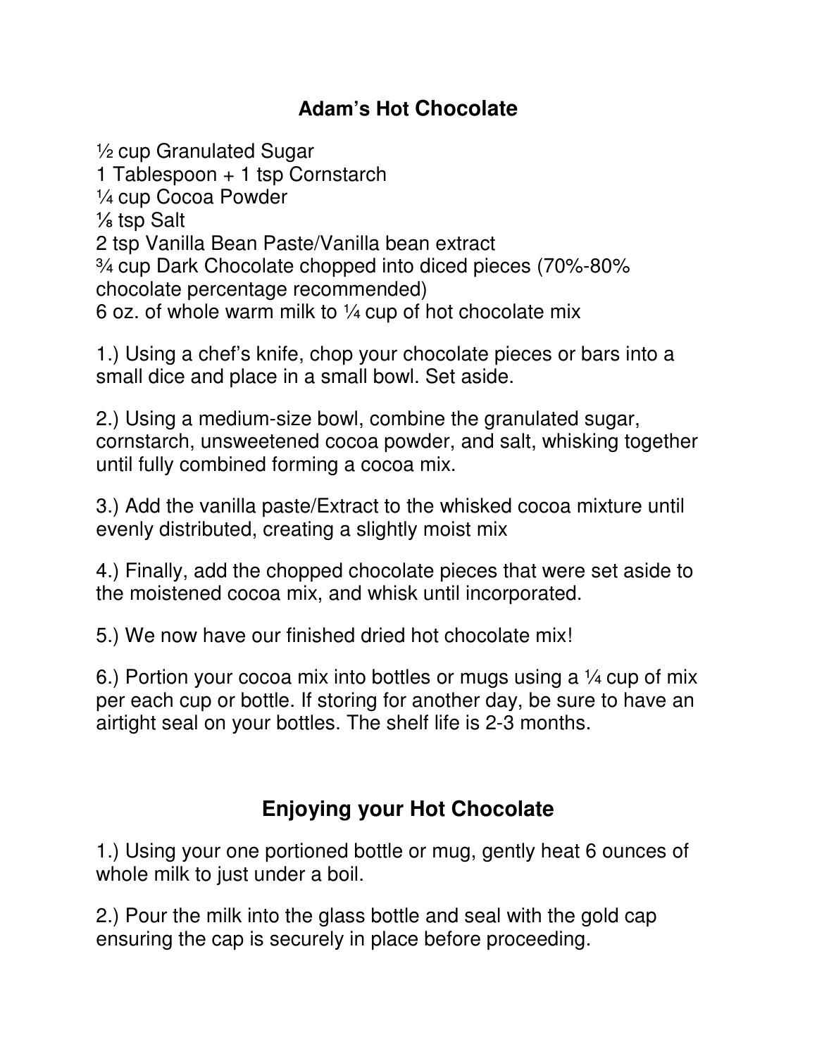# Adam's Hot Chocolate

½ cup Granulated Sugar
1 Tablespoon + 1 tsp Cornstarch
¼ cup Cocoa Powder
⅛ tsp Salt
2 tsp Vanilla Bean Paste/Vanilla bean extract
¾ cup Dark Chocolate chopped into diced pieces (70%-80% chocolate percentage recommended)
6 oz. of whole warm milk to ¼ cup of hot chocolate mix

1.) Using a chef's knife, chop your chocolate pieces or bars into a small dice and place in a small bowl. Set aside.

2.) Using a medium-size bowl, combine the granulated sugar, cornstarch, unsweetened cocoa powder, and salt, whisking together until fully combined forming a cocoa mix.

3.) Add the vanilla paste/Extract to the whisked cocoa mixture until evenly distributed, creating a slightly moist mix

4.) Finally, add the chopped chocolate pieces that were set aside to the moistened cocoa mix, and whisk until incorporated.

5.) We now have our finished dried hot chocolate mix!

6.) Portion your cocoa mix into bottles or mugs using a ¼ cup of mix per each cup or bottle. If storing for another day, be sure to have an airtight seal on your bottles. The shelf life is 2-3 months.

## Enjoying your Hot Chocolate

1.) Using your one portioned bottle or mug, gently heat 6 ounces of whole milk to just under a boil.

2.) Pour the milk into the glass bottle and seal with the gold cap ensuring the cap is securely in place before proceeding.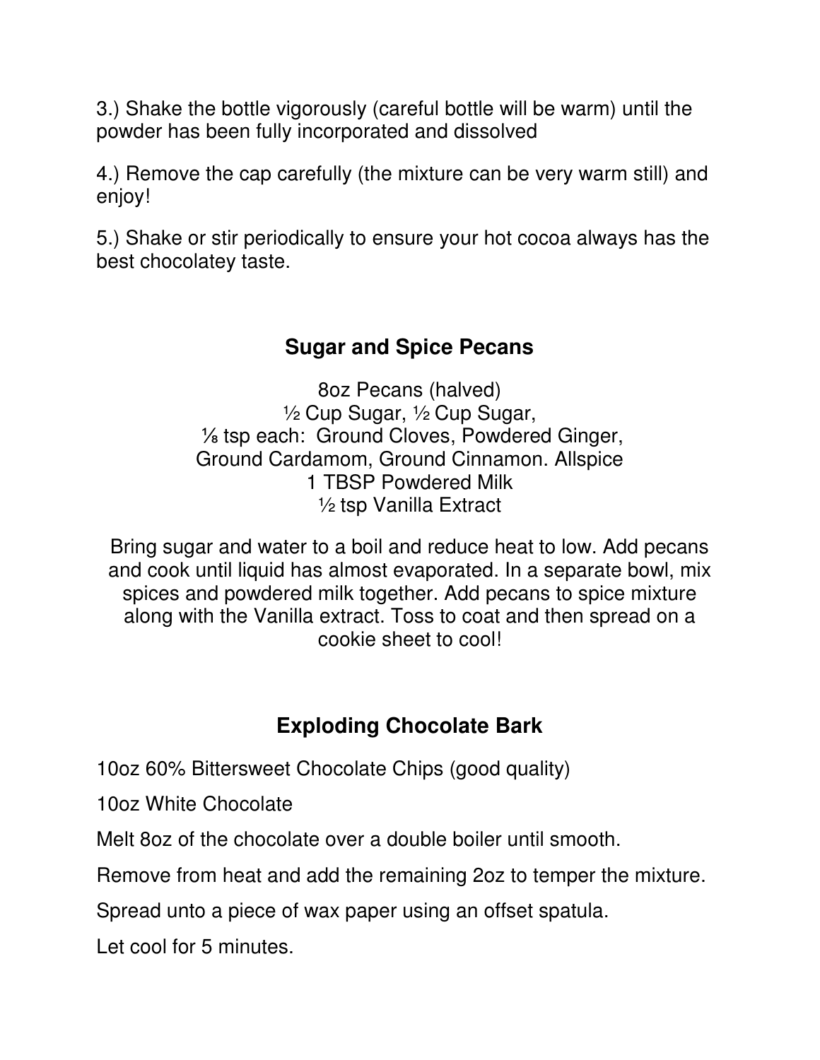3.) Shake the bottle vigorously (careful bottle will be warm) until the powder has been fully incorporated and dissolved

4.) Remove the cap carefully (the mixture can be very warm still) and enjoy!

5.) Shake or stir periodically to ensure your hot cocoa always has the best chocolatey taste.

## Sugar and Spice Pecans

8oz Pecans (halved)
½ Cup Sugar, ½ Cup Sugar,
⅛ tsp each: Ground Cloves, Powdered Ginger,
Ground Cardamom, Ground Cinnamon. Allspice
1 TBSP Powdered Milk
½ tsp Vanilla Extract

Bring sugar and water to a boil and reduce heat to low. Add pecans and cook until liquid has almost evaporated. In a separate bowl, mix spices and powdered milk together. Add pecans to spice mixture along with the Vanilla extract. Toss to coat and then spread on a cookie sheet to cool!

## Exploding Chocolate Bark

10oz 60% Bittersweet Chocolate Chips (good quality)

10oz White Chocolate

Melt 8oz of the chocolate over a double boiler until smooth.

Remove from heat and add the remaining 2oz to temper the mixture.

Spread unto a piece of wax paper using an offset spatula.

Let cool for 5 minutes.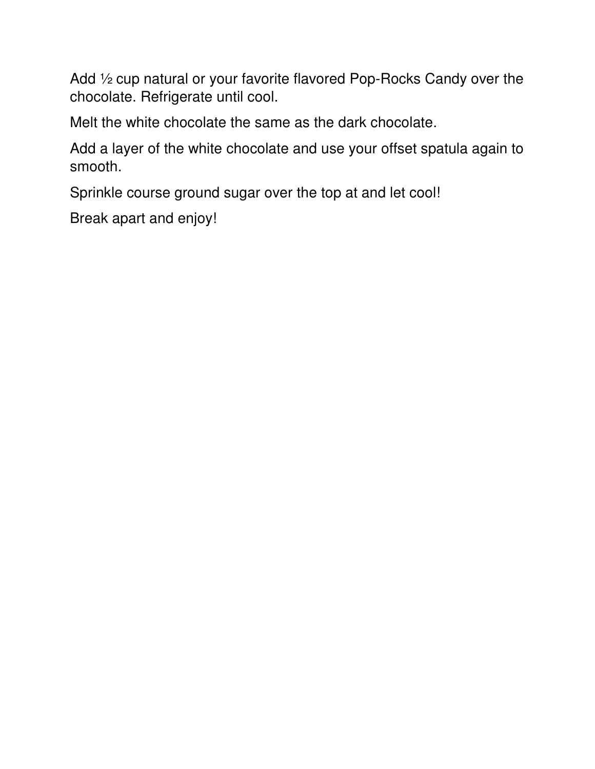Add ½ cup natural or your favorite flavored Pop-Rocks Candy over the chocolate. Refrigerate until cool.

Melt the white chocolate the same as the dark chocolate.

Add a layer of the white chocolate and use your offset spatula again to smooth.

Sprinkle course ground sugar over the top at and let cool!

Break apart and enjoy!